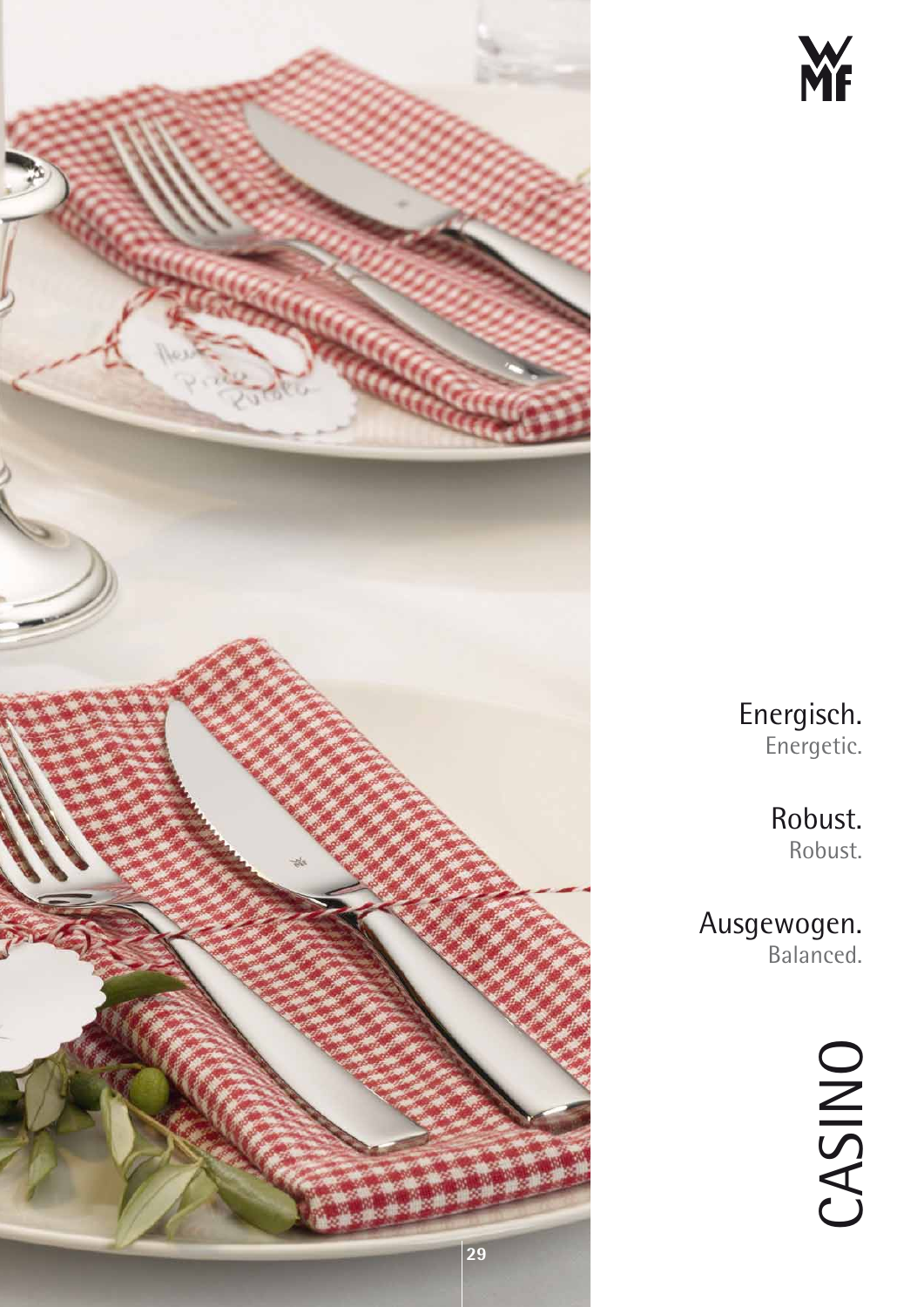Energisch.
Energetic.

Robust.
Robust.

Ausgewogen.
Balanced.

# CASINO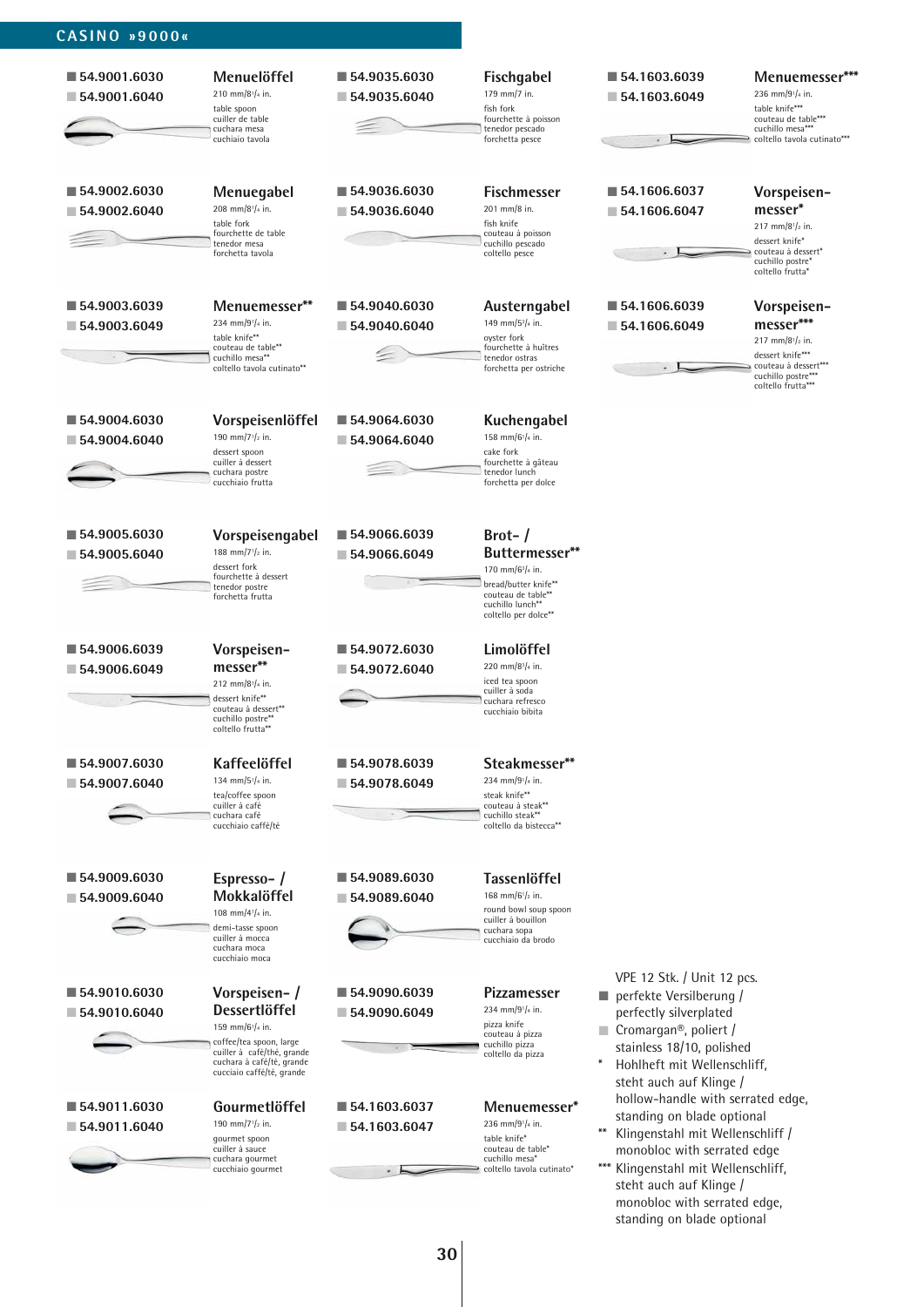## CASINO »9000«

■ 54.9001.6030
■ 54.9001.6040

**Menuelöffel**
210 mm/8¹/₄ in.
table spoon
cuiller de table
cuchara mesa
cuchiaio tavola

■ 54.9002.6030
■ 54.9002.6040

**Menuegabel**
208 mm/8¹/₄ in.
table fork
fourchette de table
tenedor mesa
forchetta tavola

■ 54.9003.6039
■ 54.9003.6049

**Menuemesser****
234 mm/9¹/₄ in.
table knife**
couteau de table**
cuchillo mesa**
coltello tavola cutinato**

■ 54.9004.6030
■ 54.9004.6040

**Vorspeisenlöffel**
190 mm/7¹/₂ in.
dessert spoon
cuiller à dessert
cuchara postre
cucchiaio frutta

■ 54.9005.6030
■ 54.9005.6040

**Vorspeisengabel**
188 mm/7¹/₂ in.
dessert fork
fourchette à dessert
tenedor postre
forchetta frutta

■ 54.9006.6039
■ 54.9006.6049

**Vorspeisen-messer****
212 mm/8¹/₄ in.
dessert knife**
couteau à dessert**
cuchillo postre**
coltello frutta**

■ 54.9007.6030
■ 54.9007.6040

**Kaffeelöffel**
134 mm/5¹/₄ in.
tea/coffee spoon
cuiller à café
cuchara café
cucchiaio caffé/té

■ 54.9009.6030
■ 54.9009.6040

**Espresso- / Mokkalöffel**
108 mm/4¹/₄ in.
demi-tasse spoon
cuiller à mocca
cuchara moca
cucchiaio moca

■ 54.9010.6030
■ 54.9010.6040

**Vorspeisen- / Dessertlöffel**
159 mm/6¹/₄ in.
coffee/tea spoon, large
cuiller à café/thé, grande
cuchara a café/té, grande
cucciaio caffé/té, grande

■ 54.9011.6030
■ 54.9011.6040

**Gourmetlöffel**
190 mm/7¹/₂ in.
gourmet spoon
cuiller à sauce
cuchara gourmet
cucchiaio gourmet

■ 54.9035.6030
■ 54.9035.6040

**Fischgabel**
179 mm/7 in.
fish fork
fourchette à poisson
tenedor pescado
forchetta pesce

■ 54.9036.6030
■ 54.9036.6040

**Fischmesser**
201 mm/8 in.
fish knife
couteau à poisson
cuchillo pescado
coltello pesce

■ 54.9040.6030
■ 54.9040.6040

**Austerngabel**
149 mm/5³/₄ in.
oyster fork
fourchette à huîtres
tenedor ostras
forchetta per ostriche

■ 54.9064.6030
■ 54.9064.6040

**Kuchengabel**
158 mm/6¹/₄ in.
cake fork
fourchette à gâteau
tenedor lunch
forchetta per dolce

■ 54.9066.6039
■ 54.9066.6049

**Brot- / Buttermesser****
170 mm/6³/₄ in.
bread/butter knife**
couteau de table**
cuchillo lunch**
coltello per dolce**

■ 54.9072.6030
■ 54.9072.6040

**Limolöffel**
220 mm/8³/₄ in.
iced tea spoon
cuiller à soda
cuchara refresco
cucchiaio bibita

■ 54.9078.6039
■ 54.9078.6049

**Steakmesser****
234 mm/9¹/₄ in.
steak knife**
couteau à steak**
cuchillo steak**
coltello da bistecca**

■ 54.9089.6030
■ 54.9089.6040

**Tassenlöffel**
168 mm/6¹/₂ in.
round bowl soup spoon
cuiller à bouillon
cuchara sopa
cucchiaio da brodo

■ 54.9090.6039
■ 54.9090.6049

**Pizzamesser**
234 mm/9¹/₄ in.
pizza knife
couteau à pizza
cuchillo pizza
coltello da pizza

■ 54.1603.6037
■ 54.1603.6047

**Menuemesser***
236 mm/9¹/₄ in.
table knife*
couteau de table*
cuchillo mesa*
coltello tavola cutinato*

■ 54.1603.6039
■ 54.1603.6049

**Menuemesser*****
236 mm/9¹/₄ in.
table knife***
couteau de table***
cuchillo mesa***
coltello tavola cutinato***

■ 54.1606.6037
■ 54.1606.6047

**Vorspeisen-messer***
217 mm/8¹/₂ in.
dessert knife*
couteau à dessert*
cuchillo postre*
coltello frutta*

■ 54.1606.6039
■ 54.1606.6049

**Vorspeisen-messer*****
217 mm/8¹/₂ in.
dessert knife***
couteau à dessert***
cuchillo postre***
coltello frutta***

VPE 12 Stk. / Unit 12 pcs.

- ■ perfekte Versilberung / perfectly silverplated
- ■ Cromargan®, poliert / stainless 18/10, polished
- \* Hohlheft mit Wellenschliff, steht auch auf Klinge / hollow-handle with serrated edge, standing on blade optional
- \** Klingenstahl mit Wellenschliff / monobloc with serrated edge
- \*** Klingenstahl mit Wellenschliff, steht auch auf Klinge / monobloc with serrated edge, standing on blade optional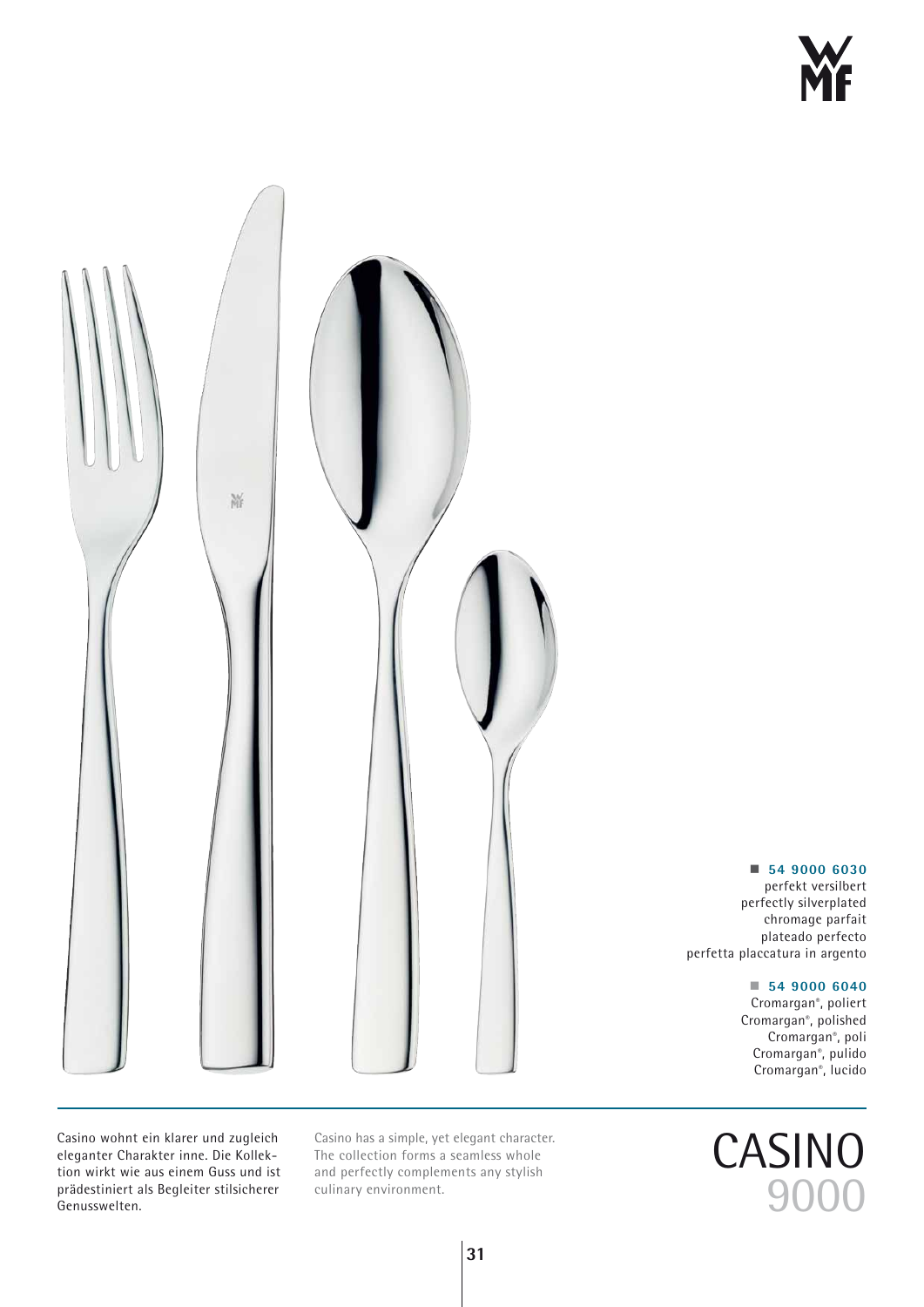■ **54 9000 6030**
perfekt versilbert
perfectly silverplated
chromage parfait
plateado perfecto
perfetta placcatura in argento

■ **54 9000 6040**
Cromargan®, poliert
Cromargan®, polished
Cromargan®, poli
Cromargan®, pulido
Cromargan®, lucido

Casino wohnt ein klarer und zugleich eleganter Charakter inne. Die Kollektion wirkt wie aus einem Guss und ist prädestiniert als Begleiter stilsicherer Genusswelten.

Casino has a simple, yet elegant character. The collection forms a seamless whole and perfectly complements any stylish culinary environment.

# CASINO
# 9000